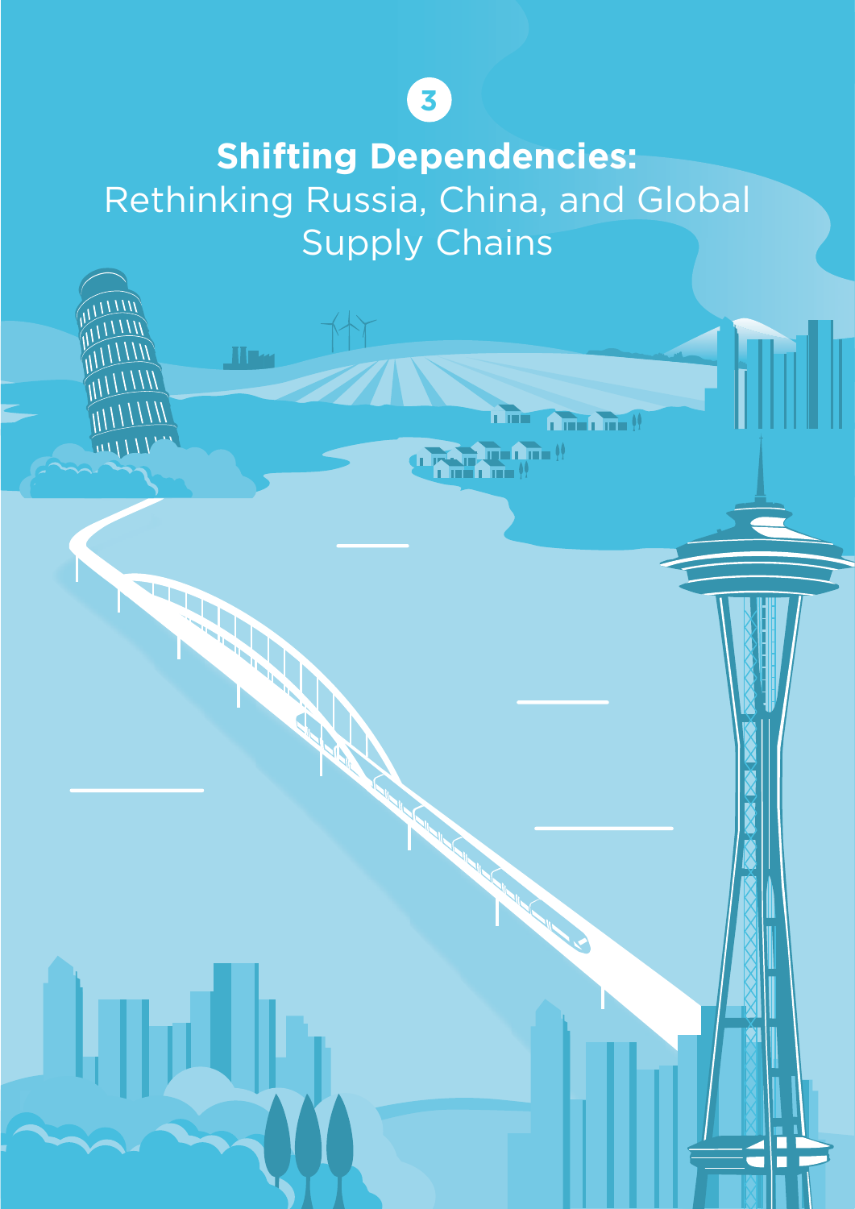3

# Shifting Dependencies:
## Rethinking Russia, China, and Global Supply Chains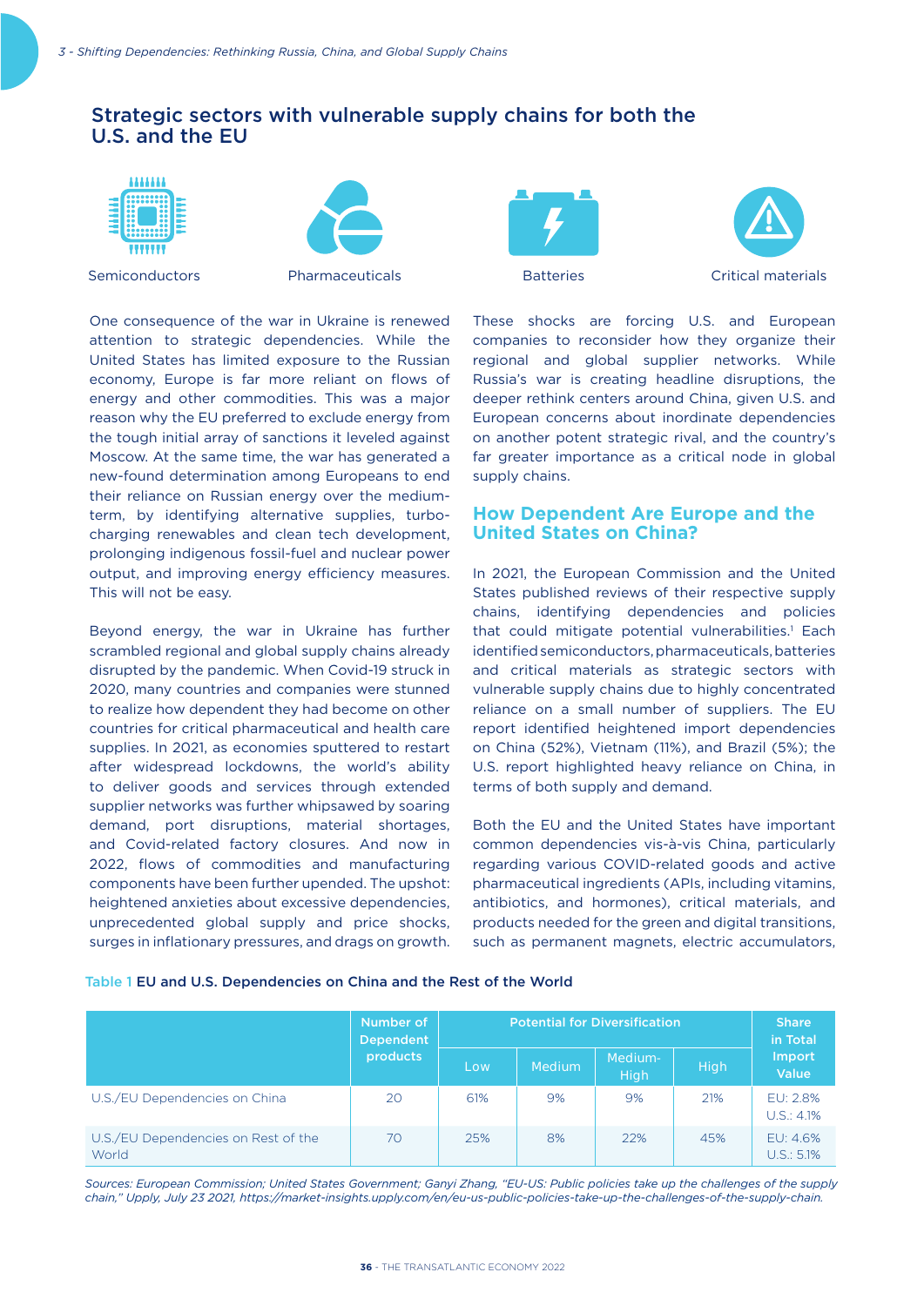## Strategic sectors with vulnerable supply chains for both the U.S. and the EU

Semiconductors

Pharmaceuticals

Batteries

Critical materials

One consequence of the war in Ukraine is renewed attention to strategic dependencies. While the United States has limited exposure to the Russian economy, Europe is far more reliant on flows of energy and other commodities. This was a major reason why the EU preferred to exclude energy from the tough initial array of sanctions it leveled against Moscow. At the same time, the war has generated a new-found determination among Europeans to end their reliance on Russian energy over the medium-term, by identifying alternative supplies, turbo-charging renewables and clean tech development, prolonging indigenous fossil-fuel and nuclear power output, and improving energy efficiency measures. This will not be easy.

Beyond energy, the war in Ukraine has further scrambled regional and global supply chains already disrupted by the pandemic. When Covid-19 struck in 2020, many countries and companies were stunned to realize how dependent they had become on other countries for critical pharmaceutical and health care supplies. In 2021, as economies sputtered to restart after widespread lockdowns, the world's ability to deliver goods and services through extended supplier networks was further whipsawed by soaring demand, port disruptions, material shortages, and Covid-related factory closures. And now in 2022, flows of commodities and manufacturing components have been further upended. The upshot: heightened anxieties about excessive dependencies, unprecedented global supply and price shocks, surges in inflationary pressures, and drags on growth.

These shocks are forcing U.S. and European companies to reconsider how they organize their regional and global supplier networks. While Russia's war is creating headline disruptions, the deeper rethink centers around China, given U.S. and European concerns about inordinate dependencies on another potent strategic rival, and the country's far greater importance as a critical node in global supply chains.

## How Dependent Are Europe and the United States on China?

In 2021, the European Commission and the United States published reviews of their respective supply chains, identifying dependencies and policies that could mitigate potential vulnerabilities.[1] Each identified semiconductors, pharmaceuticals, batteries and critical materials as strategic sectors with vulnerable supply chains due to highly concentrated reliance on a small number of suppliers. The EU report identified heightened import dependencies on China (52%), Vietnam (11%), and Brazil (5%); the U.S. report highlighted heavy reliance on China, in terms of both supply and demand.

Both the EU and the United States have important common dependencies vis-à-vis China, particularly regarding various COVID-related goods and active pharmaceutical ingredients (APIs, including vitamins, antibiotics, and hormones), critical materials, and products needed for the green and digital transitions, such as permanent magnets, electric accumulators,

**Table 1 EU and U.S. Dependencies on China and the Rest of the World**

| | Number of Dependent products | Potential for Diversification | | | | Share in Total Import Value |
|---|---|---|---|---|---|---|
| | | Low | Medium | Medium-High | High | |
| U.S./EU Dependencies on China | 20 | 61% | 9% | 9% | 21% | EU: 2.8% U.S.: 4.1% |
| U.S./EU Dependencies on Rest of the World | 70 | 25% | 8% | 22% | 45% | EU: 4.6% U.S.: 5.1% |

*Sources: European Commission; United States Government; Ganyi Zhang, "EU-US: Public policies take up the challenges of the supply chain," Upply, July 23 2021, https://market-insights.upply.com/en/eu-us-public-policies-take-up-the-challenges-of-the-supply-chain.*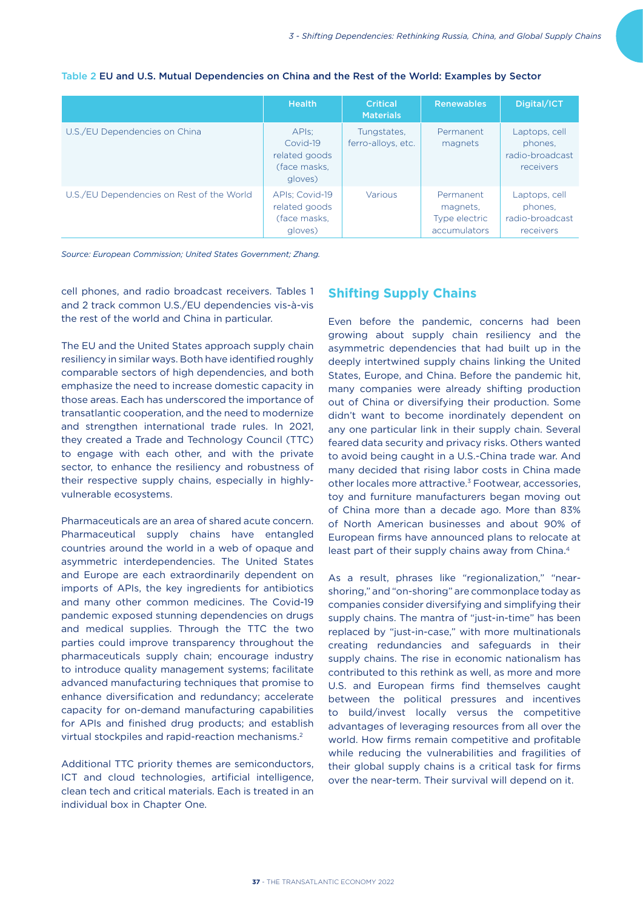**Table 2 EU and U.S. Mutual Dependencies on China and the Rest of the World: Examples by Sector**

| | Health | Critical Materials | Renewables | Digital/ICT |
|---|---|---|---|---|
| U.S./EU Dependencies on China | APIs; Covid-19 related goods (face masks, gloves) | Tungstates, ferro-alloys, etc. | Permanent magnets | Laptops, cell phones, radio-broadcast receivers |
| U.S./EU Dependencies on Rest of the World | APIs; Covid-19 related goods (face masks, gloves) | Various | Permanent magnets, Type electric accumulators | Laptops, cell phones, radio-broadcast receivers |

*Source: European Commission; United States Government; Zhang.*

cell phones, and radio broadcast receivers. Tables 1 and 2 track common U.S./EU dependencies vis-à-vis the rest of the world and China in particular.

The EU and the United States approach supply chain resiliency in similar ways. Both have identified roughly comparable sectors of high dependencies, and both emphasize the need to increase domestic capacity in those areas. Each has underscored the importance of transatlantic cooperation, and the need to modernize and strengthen international trade rules. In 2021, they created a Trade and Technology Council (TTC) to engage with each other, and with the private sector, to enhance the resiliency and robustness of their respective supply chains, especially in highly-vulnerable ecosystems.

Pharmaceuticals are an area of shared acute concern. Pharmaceutical supply chains have entangled countries around the world in a web of opaque and asymmetric interdependencies. The United States and Europe are each extraordinarily dependent on imports of APIs, the key ingredients for antibiotics and many other common medicines. The Covid-19 pandemic exposed stunning dependencies on drugs and medical supplies. Through the TTC the two parties could improve transparency throughout the pharmaceuticals supply chain; encourage industry to introduce quality management systems; facilitate advanced manufacturing techniques that promise to enhance diversification and redundancy; accelerate capacity for on-demand manufacturing capabilities for APIs and finished drug products; and establish virtual stockpiles and rapid-reaction mechanisms.[2]

Additional TTC priority themes are semiconductors, ICT and cloud technologies, artificial intelligence, clean tech and critical materials. Each is treated in an individual box in Chapter One.

## Shifting Supply Chains

Even before the pandemic, concerns had been growing about supply chain resiliency and the asymmetric dependencies that had built up in the deeply intertwined supply chains linking the United States, Europe, and China. Before the pandemic hit, many companies were already shifting production out of China or diversifying their production. Some didn't want to become inordinately dependent on any one particular link in their supply chain. Several feared data security and privacy risks. Others wanted to avoid being caught in a U.S.-China trade war. And many decided that rising labor costs in China made other locales more attractive.[3] Footwear, accessories, toy and furniture manufacturers began moving out of China more than a decade ago. More than 83% of North American businesses and about 90% of European firms have announced plans to relocate at least part of their supply chains away from China.[4]

As a result, phrases like "regionalization," "near-shoring," and "on-shoring" are commonplace today as companies consider diversifying and simplifying their supply chains. The mantra of "just-in-time" has been replaced by "just-in-case," with more multinationals creating redundancies and safeguards in their supply chains. The rise in economic nationalism has contributed to this rethink as well, as more and more U.S. and European firms find themselves caught between the political pressures and incentives to build/invest locally versus the competitive advantages of leveraging resources from all over the world. How firms remain competitive and profitable while reducing the vulnerabilities and fragilities of their global supply chains is a critical task for firms over the near-term. Their survival will depend on it.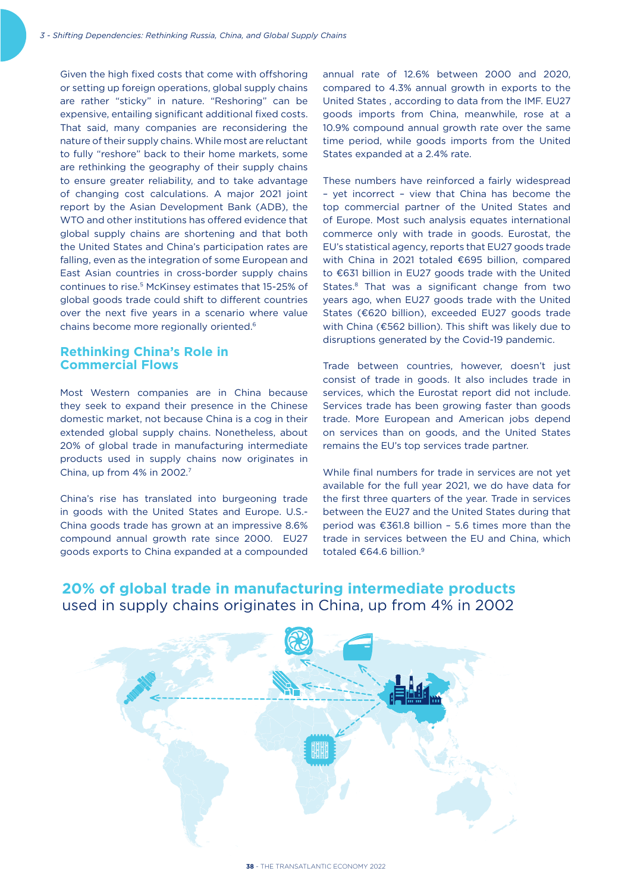Given the high fixed costs that come with offshoring or setting up foreign operations, global supply chains are rather "sticky" in nature. "Reshoring" can be expensive, entailing significant additional fixed costs. That said, many companies are reconsidering the nature of their supply chains. While most are reluctant to fully "reshore" back to their home markets, some are rethinking the geography of their supply chains to ensure greater reliability, and to take advantage of changing cost calculations. A major 2021 joint report by the Asian Development Bank (ADB), the WTO and other institutions has offered evidence that global supply chains are shortening and that both the United States and China's participation rates are falling, even as the integration of some European and East Asian countries in cross-border supply chains continues to rise.[5] McKinsey estimates that 15-25% of global goods trade could shift to different countries over the next five years in a scenario where value chains become more regionally oriented.[6]

## Rethinking China's Role in Commercial Flows

Most Western companies are in China because they seek to expand their presence in the Chinese domestic market, not because China is a cog in their extended global supply chains. Nonetheless, about 20% of global trade in manufacturing intermediate products used in supply chains now originates in China, up from 4% in 2002.[7]

China's rise has translated into burgeoning trade in goods with the United States and Europe. U.S.-China goods trade has grown at an impressive 8.6% compound annual growth rate since 2000. EU27 goods exports to China expanded at a compounded annual rate of 12.6% between 2000 and 2020, compared to 4.3% annual growth in exports to the United States , according to data from the IMF. EU27 goods imports from China, meanwhile, rose at a 10.9% compound annual growth rate over the same time period, while goods imports from the United States expanded at a 2.4% rate.

These numbers have reinforced a fairly widespread – yet incorrect – view that China has become the top commercial partner of the United States and of Europe. Most such analysis equates international commerce only with trade in goods. Eurostat, the EU's statistical agency, reports that EU27 goods trade with China in 2021 totaled €695 billion, compared to €631 billion in EU27 goods trade with the United States.[8] That was a significant change from two years ago, when EU27 goods trade with the United States (€620 billion), exceeded EU27 goods trade with China (€562 billion). This shift was likely due to disruptions generated by the Covid-19 pandemic.

Trade between countries, however, doesn't just consist of trade in goods. It also includes trade in services, which the Eurostat report did not include. Services trade has been growing faster than goods trade. More European and American jobs depend on services than on goods, and the United States remains the EU's top services trade partner.

While final numbers for trade in services are not yet available for the full year 2021, we do have data for the first three quarters of the year. Trade in services between the EU27 and the United States during that period was €361.8 billion – 5.6 times more than the trade in services between the EU and China, which totaled €64.6 billion.[9]

**20% of global trade in manufacturing intermediate products** used in supply chains originates in China, up from 4% in 2002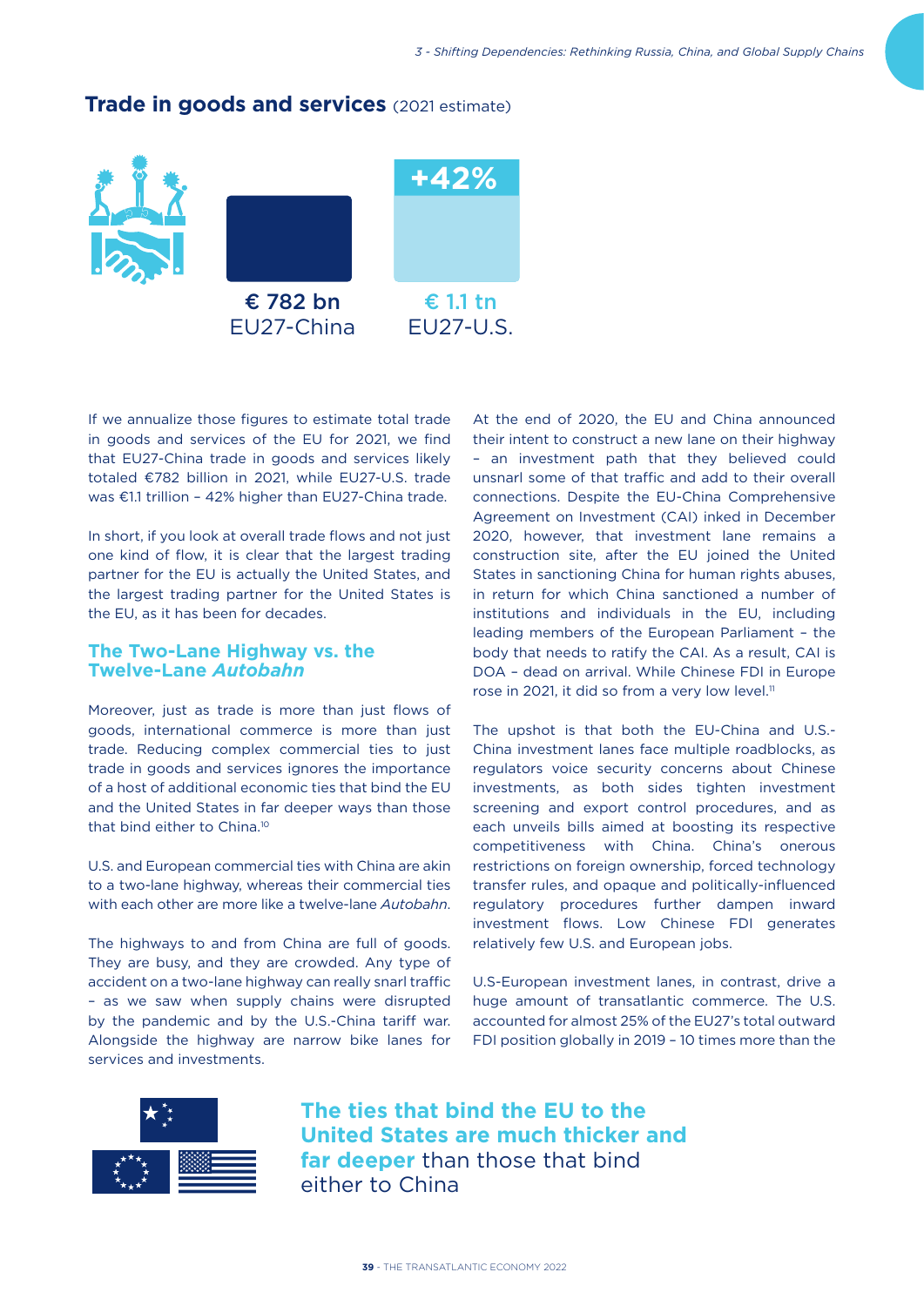## Trade in goods and services (2021 estimate)

+42%

€ 782 bn
EU27-China

€ 1.1 tn
EU27-U.S.

If we annualize those figures to estimate total trade in goods and services of the EU for 2021, we find that EU27-China trade in goods and services likely totaled €782 billion in 2021, while EU27-U.S. trade was €1.1 trillion – 42% higher than EU27-China trade.

In short, if you look at overall trade flows and not just one kind of flow, it is clear that the largest trading partner for the EU is actually the United States, and the largest trading partner for the United States is the EU, as it has been for decades.

### The Two-Lane Highway vs. the Twelve-Lane *Autobahn*

Moreover, just as trade is more than just flows of goods, international commerce is more than just trade. Reducing complex commercial ties to just trade in goods and services ignores the importance of a host of additional economic ties that bind the EU and the United States in far deeper ways than those that bind either to China.[10]

U.S. and European commercial ties with China are akin to a two-lane highway, whereas their commercial ties with each other are more like a twelve-lane *Autobahn*.

The highways to and from China are full of goods. They are busy, and they are crowded. Any type of accident on a two-lane highway can really snarl traffic – as we saw when supply chains were disrupted by the pandemic and by the U.S.-China tariff war. Alongside the highway are narrow bike lanes for services and investments.

At the end of 2020, the EU and China announced their intent to construct a new lane on their highway – an investment path that they believed could unsnarl some of that traffic and add to their overall connections. Despite the EU-China Comprehensive Agreement on Investment (CAI) inked in December 2020, however, that investment lane remains a construction site, after the EU joined the United States in sanctioning China for human rights abuses, in return for which China sanctioned a number of institutions and individuals in the EU, including leading members of the European Parliament – the body that needs to ratify the CAI. As a result, CAI is DOA – dead on arrival. While Chinese FDI in Europe rose in 2021, it did so from a very low level.[11]

The upshot is that both the EU-China and U.S.-China investment lanes face multiple roadblocks, as regulators voice security concerns about Chinese investments, as both sides tighten investment screening and export control procedures, and as each unveils bills aimed at boosting its respective competitiveness with China. China's onerous restrictions on foreign ownership, forced technology transfer rules, and opaque and politically-influenced regulatory procedures further dampen inward investment flows. Low Chinese FDI generates relatively few U.S. and European jobs.

U.S-European investment lanes, in contrast, drive a huge amount of transatlantic commerce. The U.S. accounted for almost 25% of the EU27's total outward FDI position globally in 2019 – 10 times more than the

**The ties that bind the EU to the United States are much thicker and far deeper** than those that bind either to China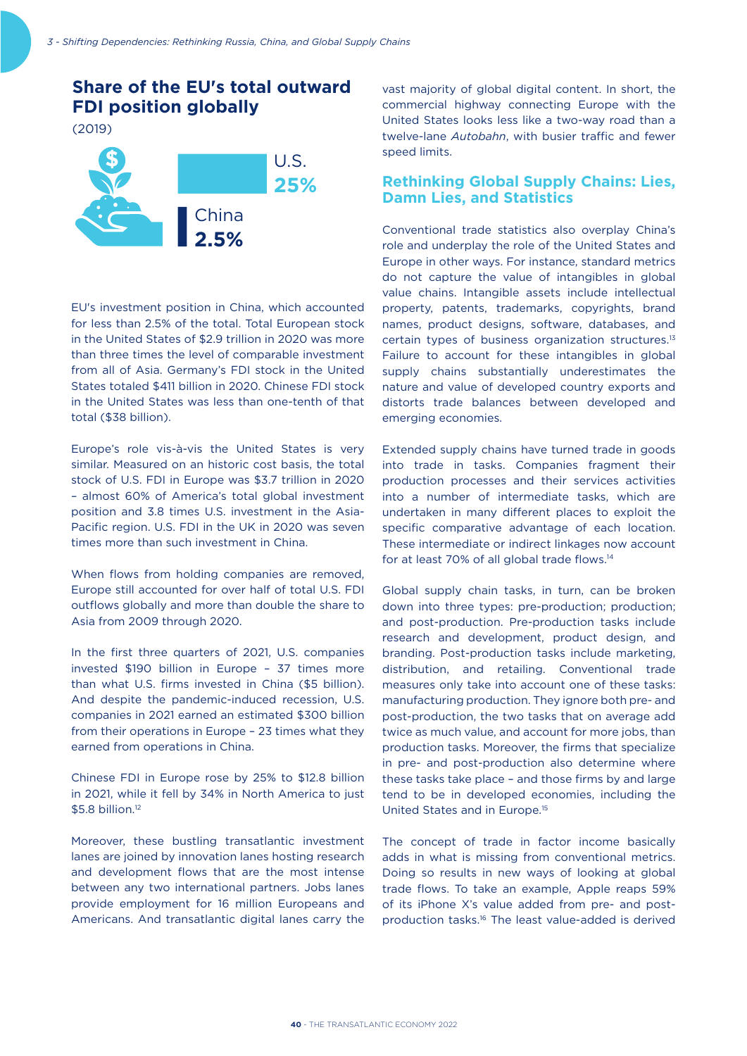## Share of the EU's total outward FDI position globally

(2019)

U.S. **25%**

China **2.5%**

EU's investment position in China, which accounted for less than 2.5% of the total. Total European stock in the United States of $2.9 trillion in 2020 was more than three times the level of comparable investment from all of Asia. Germany's FDI stock in the United States totaled $411 billion in 2020. Chinese FDI stock in the United States was less than one-tenth of that total ($38 billion).

Europe's role vis-à-vis the United States is very similar. Measured on an historic cost basis, the total stock of U.S. FDI in Europe was $3.7 trillion in 2020 – almost 60% of America's total global investment position and 3.8 times U.S. investment in the Asia-Pacific region. U.S. FDI in the UK in 2020 was seven times more than such investment in China.

When flows from holding companies are removed, Europe still accounted for over half of total U.S. FDI outflows globally and more than double the share to Asia from 2009 through 2020.

In the first three quarters of 2021, U.S. companies invested $190 billion in Europe – 37 times more than what U.S. firms invested in China ($5 billion). And despite the pandemic-induced recession, U.S. companies in 2021 earned an estimated $300 billion from their operations in Europe – 23 times what they earned from operations in China.

Chinese FDI in Europe rose by 25% to $12.8 billion in 2021, while it fell by 34% in North America to just $5.8 billion.[12]

Moreover, these bustling transatlantic investment lanes are joined by innovation lanes hosting research and development flows that are the most intense between any two international partners. Jobs lanes provide employment for 16 million Europeans and Americans. And transatlantic digital lanes carry the vast majority of global digital content. In short, the commercial highway connecting Europe with the United States looks less like a two-way road than a twelve-lane *Autobahn*, with busier traffic and fewer speed limits.

## Rethinking Global Supply Chains: Lies, Damn Lies, and Statistics

Conventional trade statistics also overplay China's role and underplay the role of the United States and Europe in other ways. For instance, standard metrics do not capture the value of intangibles in global value chains. Intangible assets include intellectual property, patents, trademarks, copyrights, brand names, product designs, software, databases, and certain types of business organization structures.[13] Failure to account for these intangibles in global supply chains substantially underestimates the nature and value of developed country exports and distorts trade balances between developed and emerging economies.

Extended supply chains have turned trade in goods into trade in tasks. Companies fragment their production processes and their services activities into a number of intermediate tasks, which are undertaken in many different places to exploit the specific comparative advantage of each location. These intermediate or indirect linkages now account for at least 70% of all global trade flows.[14]

Global supply chain tasks, in turn, can be broken down into three types: pre-production; production; and post-production. Pre-production tasks include research and development, product design, and branding. Post-production tasks include marketing, distribution, and retailing. Conventional trade measures only take into account one of these tasks: manufacturing production. They ignore both pre- and post-production, the two tasks that on average add twice as much value, and account for more jobs, than production tasks. Moreover, the firms that specialize in pre- and post-production also determine where these tasks take place – and those firms by and large tend to be in developed economies, including the United States and in Europe.[15]

The concept of trade in factor income basically adds in what is missing from conventional metrics. Doing so results in new ways of looking at global trade flows. To take an example, Apple reaps 59% of its iPhone X's value added from pre- and post-production tasks.[16] The least value-added is derived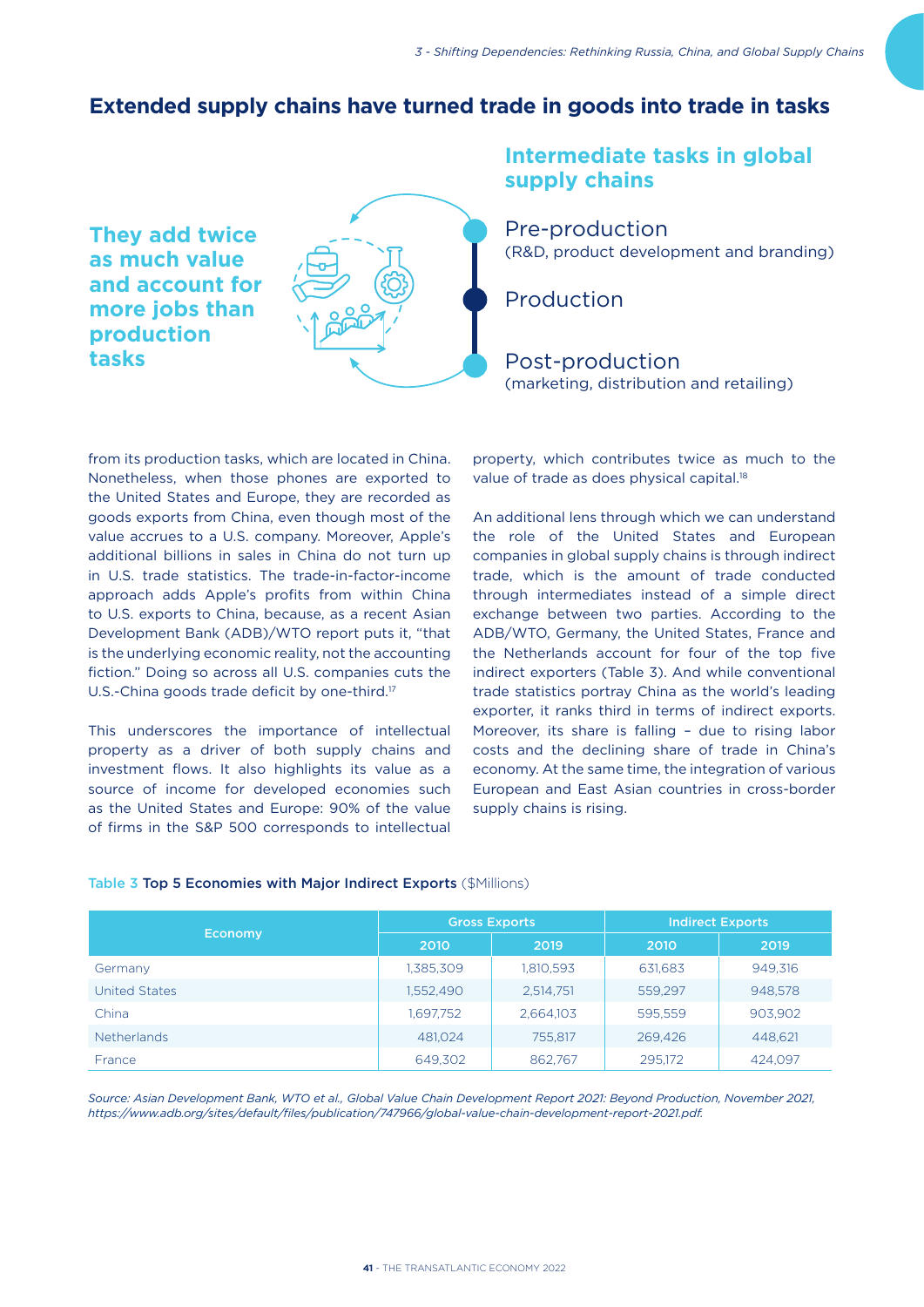## Extended supply chains have turned trade in goods into trade in tasks

**They add twice as much value and account for more jobs than production tasks**

### Intermediate tasks in global supply chains

Pre-production
(R&D, product development and branding)

Production

Post-production
(marketing, distribution and retailing)

from its production tasks, which are located in China. Nonetheless, when those phones are exported to the United States and Europe, they are recorded as goods exports from China, even though most of the value accrues to a U.S. company. Moreover, Apple's additional billions in sales in China do not turn up in U.S. trade statistics. The trade-in-factor-income approach adds Apple's profits from within China to U.S. exports to China, because, as a recent Asian Development Bank (ADB)/WTO report puts it, "that is the underlying economic reality, not the accounting fiction." Doing so across all U.S. companies cuts the U.S.-China goods trade deficit by one-third.[17]

This underscores the importance of intellectual property as a driver of both supply chains and investment flows. It also highlights its value as a source of income for developed economies such as the United States and Europe: 90% of the value of firms in the S&P 500 corresponds to intellectual property, which contributes twice as much to the value of trade as does physical capital.[18]

An additional lens through which we can understand the role of the United States and European companies in global supply chains is through indirect trade, which is the amount of trade conducted through intermediates instead of a simple direct exchange between two parties. According to the ADB/WTO, Germany, the United States, France and the Netherlands account for four of the top five indirect exporters (Table 3). And while conventional trade statistics portray China as the world's leading exporter, it ranks third in terms of indirect exports. Moreover, its share is falling – due to rising labor costs and the declining share of trade in China's economy. At the same time, the integration of various European and East Asian countries in cross-border supply chains is rising.

Table 3 **Top 5 Economies with Major Indirect Exports** ($Millions)

| Economy | Gross Exports | | Indirect Exports | |
|---|---|---|---|---|
| | 2010 | 2019 | 2010 | 2019 |
| Germany | 1,385,309 | 1,810,593 | 631,683 | 949,316 |
| United States | 1,552,490 | 2,514,751 | 559,297 | 948,578 |
| China | 1,697,752 | 2,664,103 | 595,559 | 903,902 |
| Netherlands | 481,024 | 755,817 | 269,426 | 448,621 |
| France | 649,302 | 862,767 | 295,172 | 424,097 |

*Source: Asian Development Bank, WTO et al., Global Value Chain Development Report 2021: Beyond Production, November 2021, https://www.adb.org/sites/default/files/publication/747966/global-value-chain-development-report-2021.pdf.*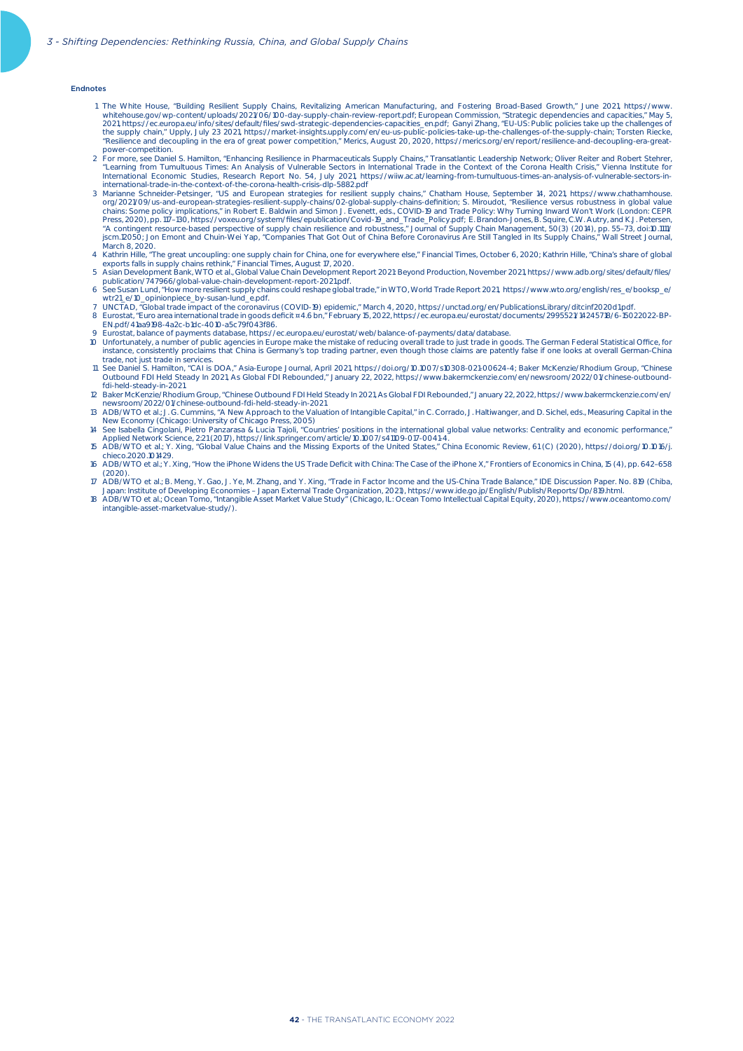## Endnotes

1. The White House, "Building Resilient Supply Chains, Revitalizing American Manufacturing, and Fostering Broad-Based Growth," June 2021, https://www.whitehouse.gov/wp-content/uploads/2021/06/100-day-supply-chain-review-report.pdf; European Commission, "Strategic dependencies and capacities," May 5, 2021, https://ec.europa.eu/info/sites/default/files/swd-strategic-dependencies-capacities_en.pdf; Ganyi Zhang, "EU-US: Public policies take up the challenges of the supply chain," Upply, July 23 2021, https://market-insights.upply.com/en/eu-us-public-policies-take-up-the-challenges-of-the-supply-chain; Torsten Riecke, "Resilience and decoupling in the era of great power competition," Merics, August 20, 2020, https://merics.org/en/report/resilience-and-decoupling-era-great-power-competition.
2. For more, see Daniel S. Hamilton, "Enhancing Resilience in Pharmaceuticals Supply Chains," Transatlantic Leadership Network; Oliver Reiter and Robert Stehrer, "Learning from Tumultuous Times: An Analysis of Vulnerable Sectors in International Trade in the Context of the Corona Health Crisis," Vienna Institute for International Economic Studies, Research Report No. 54, July 2021, https://wiiw.ac.at/learning-from-tumultuous-times-an-analysis-of-vulnerable-sectors-in-international-trade-in-the-context-of-the-corona-health-crisis-dlp-5882.pdf
3. Marianne Schneider-Petsinger, "US and European strategies for resilient supply chains," Chatham House, September 14, 2021, https://www.chathamhouse.org/2021/09/us-and-european-strategies-resilient-supply-chains/02-global-supply-chains-definition; S. Miroudot, "Resilience versus robustness in global value chains: Some policy implications," in Robert E. Baldwin and Simon J. Evenett, eds., COVID-19 and Trade Policy: Why Turning Inward Won't Work (London: CEPR Press, 2020), pp. 117–130, https://voxeu.org/system/files/epublication/Covid-19_and_Trade_Policy.pdf; E. Brandon-Jones, B. Squire, C.W. Autry, and K.J. Petersen, "A contingent resource-based perspective of supply chain resilience and robustness," Journal of Supply Chain Management, 50(3) (2014), pp. 55–73, doi:10.1111/jscm.12050; Jon Emont and Chuin-Wei Yap, "Companies That Got Out of China Before Coronavirus Are Still Tangled in Its Supply Chains," Wall Street Journal, March 8, 2020.
4. Kathrin Hille, "The great uncoupling: one supply chain for China, one for everywhere else," Financial Times, October 6, 2020; Kathrin Hille, "China's share of global exports falls in supply chains rethink," Financial Times, August 17, 2020.
5. Asian Development Bank, WTO et al., Global Value Chain Development Report 2021: Beyond Production, November 2021, https://www.adb.org/sites/default/files/publication/747966/global-value-chain-development-report-2021.pdf.
6. See Susan Lund, "How more resilient supply chains could reshape global trade," in WTO, World Trade Report 2021, https://www.wto.org/english/res_e/booksp_e/wtr21_e/10_opinionpiece_by-susan-lund_e.pdf.
7. UNCTAD, "Global trade impact of the coronavirus (COVID-19) epidemic," March 4, 2020, https://unctad.org/en/PublicationsLibrary/ditcinf2020d1.pdf.
8. Eurostat, "Euro area international trade in goods deficit €4.6 bn," February 15, 2022, https://ec.europa.eu/eurostat/documents/2995521/14245718/6-15022022-BP-EN.pdf/41aa9198-4a2c-b1dc-4010-a5c79f043f86.
9. Eurostat, balance of payments database, https://ec.europa.eu/eurostat/web/balance-of-payments/data/database.
10. Unfortunately, a number of public agencies in Europe make the mistake of reducing overall trade to just trade in goods. The German Federal Statistical Office, for instance, consistently proclaims that China is Germany's top trading partner, even though those claims are patently false if one looks at overall German-China trade, not just trade in services.
11. See Daniel S. Hamilton, "CAI is DOA," Asia-Europe Journal, April 2021, https://doi.org/10.1007/s10308-021-00624-4; Baker McKenzie/Rhodium Group, "Chinese Outbound FDI Held Steady In 2021, As Global FDI Rebounded," January 22, 2022, https://www.bakermckenzie.com/en/newsroom/2022/01/chinese-outbound-fdi-held-steady-in-2021.
12. Baker McKenzie/Rhodium Group, "Chinese Outbound FDI Held Steady In 2021, As Global FDI Rebounded," January 22, 2022, https://www.bakermckenzie.com/en/newsroom/2022/01/chinese-outbound-fdi-held-steady-in-2021.
13. ADB/WTO et al.; J. G. Cummins, "A New Approach to the Valuation of Intangible Capital," in C. Corrado, J. Haltiwanger, and D. Sichel, eds., Measuring Capital in the New Economy (Chicago: University of Chicago Press, 2005)
14. See Isabella Cingolani, Pietro Panzarasa & Lucia Tajoli, "Countries' positions in the international global value networks: Centrality and economic performance," Applied Network Science, 2:21 (2017), https://link.springer.com/article/10.1007/s41109-017-0041-4.
15. ADB/WTO et al.; Y. Xing, "Global Value Chains and the Missing Exports of the United States," China Economic Review, 61 (C) (2020), https://doi.org/10.1016/j.chieco.2020.101429.
16. ADB/WTO et al.; Y. Xing, "How the iPhone Widens the US Trade Deficit with China: The Case of the iPhone X," Frontiers of Economics in China, 15 (4), pp. 642–658 (2020).
17. ADB/WTO et al.; B. Meng, Y. Gao, J. Ye, M. Zhang, and Y. Xing, "Trade in Factor Income and the US-China Trade Balance," IDE Discussion Paper. No. 819 (Chiba, Japan: Institute of Developing Economies – Japan External Trade Organization, 2021), https://www.ide.go.jp/English/Publish/Reports/Dp/819.html.
18. ADB/WTO et al.; Ocean Tomo, "Intangible Asset Market Value Study" (Chicago, IL: Ocean Tomo Intellectual Capital Equity, 2020), https://www.oceantomo.com/intangible-asset-marketvalue-study/).